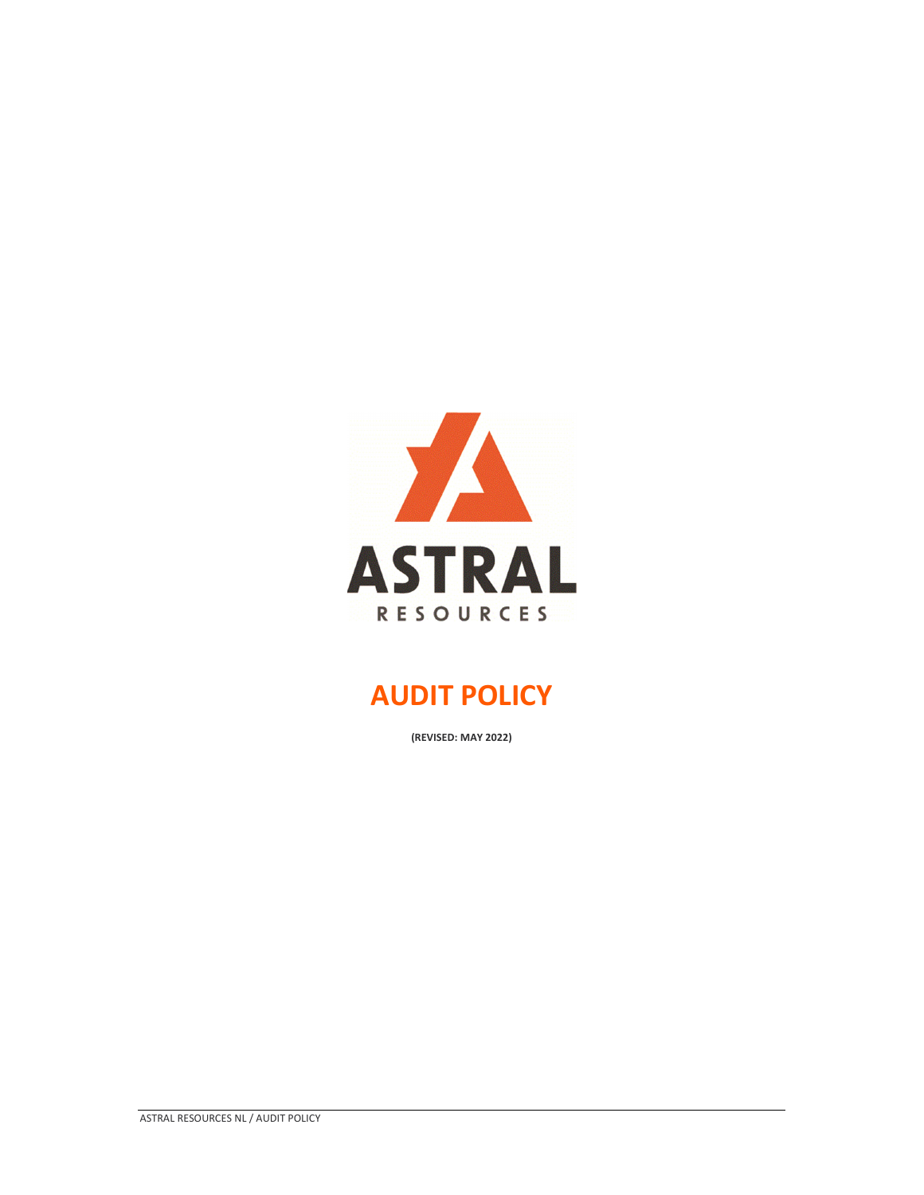ASTRAL

RESOURCES

# AUDIT POLICY

**(REVISED: MAY 2022)**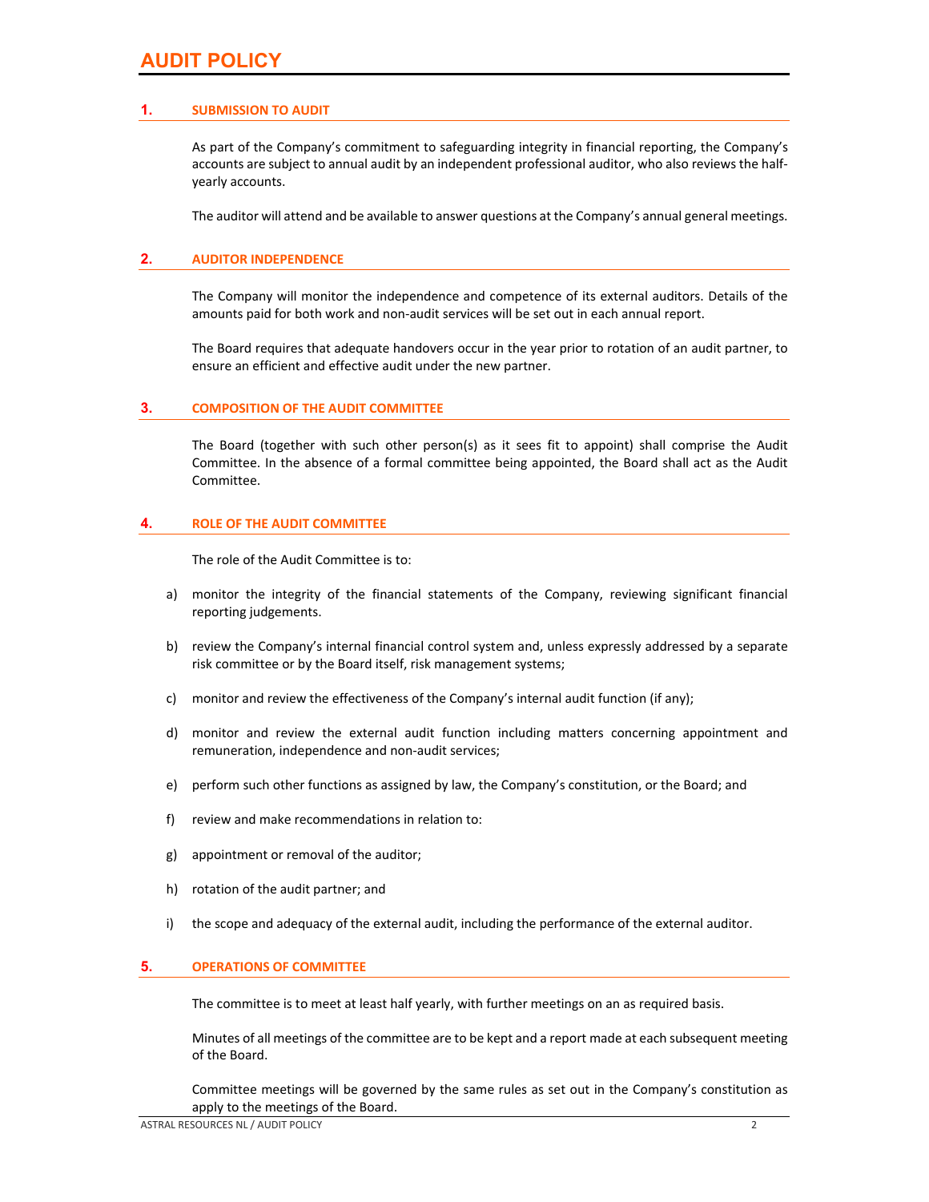# AUDIT POLICY

## 1. SUBMISSION TO AUDIT

As part of the Company's commitment to safeguarding integrity in financial reporting, the Company's accounts are subject to annual audit by an independent professional auditor, who also reviews the half-yearly accounts.

The auditor will attend and be available to answer questions at the Company's annual general meetings.

## 2. AUDITOR INDEPENDENCE

The Company will monitor the independence and competence of its external auditors. Details of the amounts paid for both work and non-audit services will be set out in each annual report.

The Board requires that adequate handovers occur in the year prior to rotation of an audit partner, to ensure an efficient and effective audit under the new partner.

## 3. COMPOSITION OF THE AUDIT COMMITTEE

The Board (together with such other person(s) as it sees fit to appoint) shall comprise the Audit Committee. In the absence of a formal committee being appointed, the Board shall act as the Audit Committee.

## 4. ROLE OF THE AUDIT COMMITTEE

The role of the Audit Committee is to:

a) monitor the integrity of the financial statements of the Company, reviewing significant financial reporting judgements.

b) review the Company's internal financial control system and, unless expressly addressed by a separate risk committee or by the Board itself, risk management systems;

c) monitor and review the effectiveness of the Company's internal audit function (if any);

d) monitor and review the external audit function including matters concerning appointment and remuneration, independence and non-audit services;

e) perform such other functions as assigned by law, the Company's constitution, or the Board; and

f) review and make recommendations in relation to:

g) appointment or removal of the auditor;

h) rotation of the audit partner; and

i) the scope and adequacy of the external audit, including the performance of the external auditor.

## 5. OPERATIONS OF COMMITTEE

The committee is to meet at least half yearly, with further meetings on an as required basis.

Minutes of all meetings of the committee are to be kept and a report made at each subsequent meeting of the Board.

Committee meetings will be governed by the same rules as set out in the Company's constitution as apply to the meetings of the Board.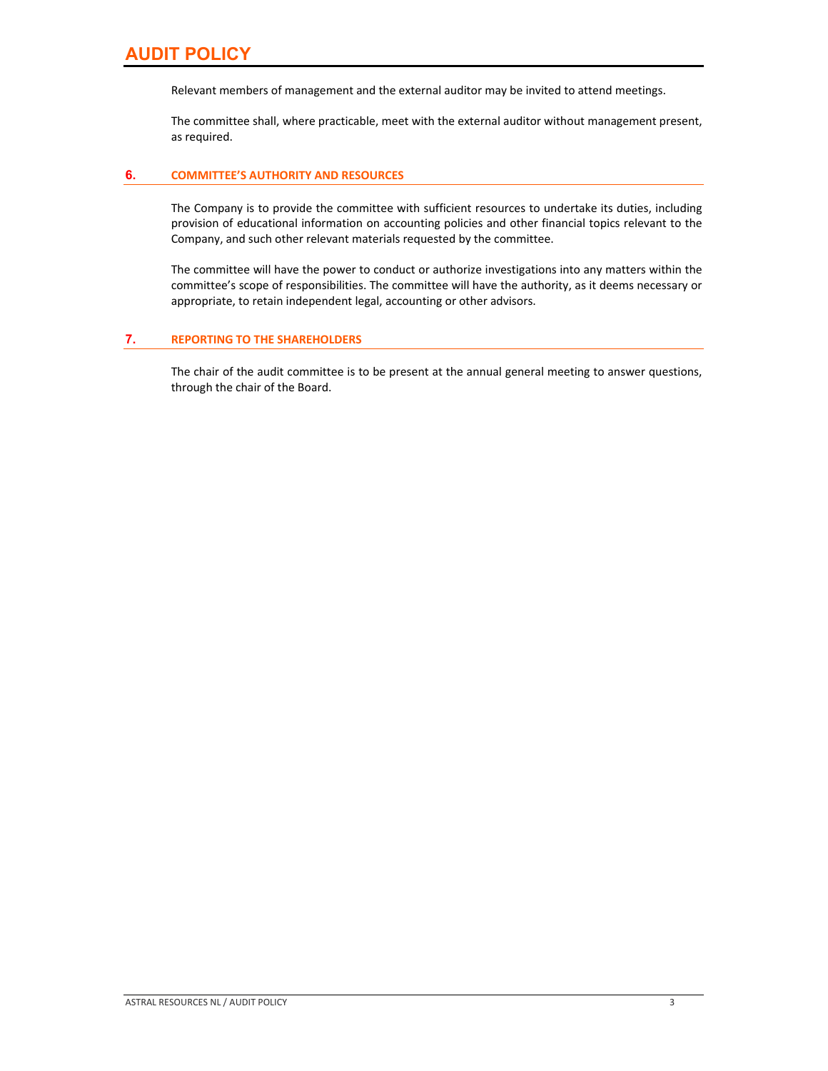Relevant members of management and the external auditor may be invited to attend meetings.

The committee shall, where practicable, meet with the external auditor without management present, as required.

## 6. COMMITTEE'S AUTHORITY AND RESOURCES

The Company is to provide the committee with sufficient resources to undertake its duties, including provision of educational information on accounting policies and other financial topics relevant to the Company, and such other relevant materials requested by the committee.

The committee will have the power to conduct or authorize investigations into any matters within the committee's scope of responsibilities. The committee will have the authority, as it deems necessary or appropriate, to retain independent legal, accounting or other advisors.

## 7. REPORTING TO THE SHAREHOLDERS

The chair of the audit committee is to be present at the annual general meeting to answer questions, through the chair of the Board.